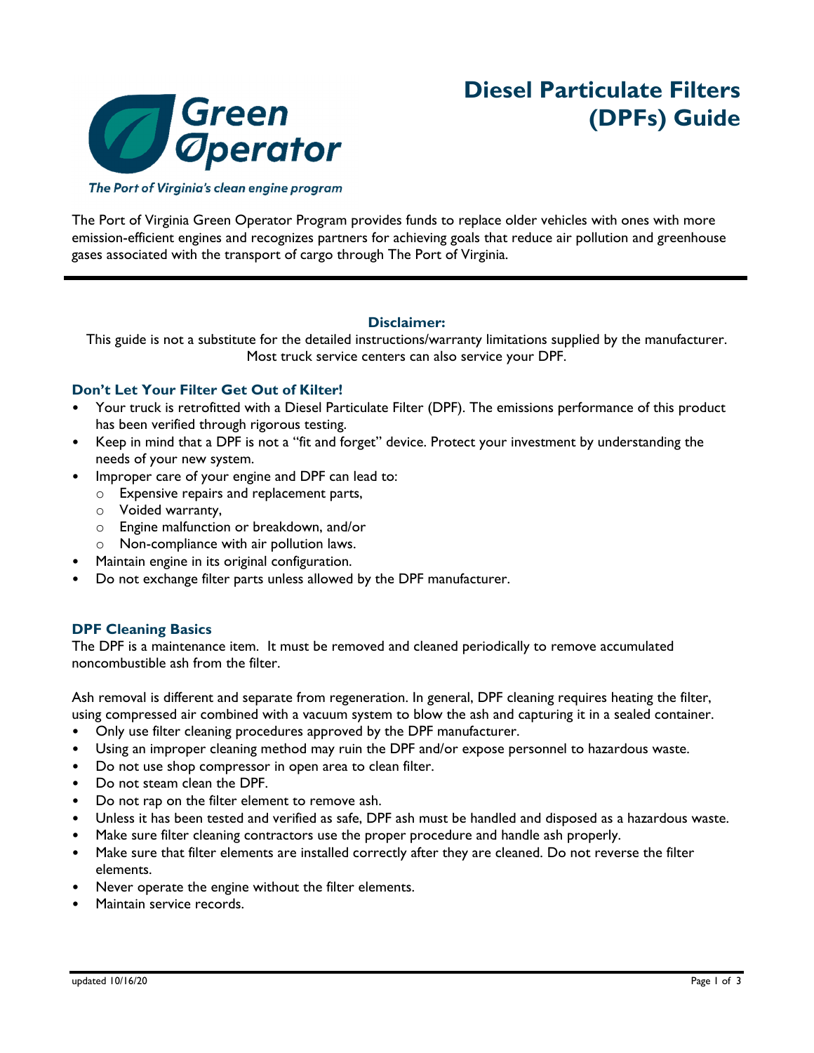# Diesel Particulate Filters (DPFs) Guide

Green Operator

*The Port of Virginia's clean engine program*

The Port of Virginia Green Operator Program provides funds to replace older vehicles with ones with more emission-efficient engines and recognizes partners for achieving goals that reduce air pollution and greenhouse gases associated with the transport of cargo through The Port of Virginia.

**Disclaimer:**

This guide is not a substitute for the detailed instructions/warranty limitations supplied by the manufacturer. Most truck service centers can also service your DPF.

## Don't Let Your Filter Get Out of Kilter!

- Your truck is retrofitted with a Diesel Particulate Filter (DPF). The emissions performance of this product has been verified through rigorous testing.
- Keep in mind that a DPF is not a "fit and forget" device. Protect your investment by understanding the needs of your new system.
- Improper care of your engine and DPF can lead to:
  - Expensive repairs and replacement parts,
  - Voided warranty,
  - Engine malfunction or breakdown, and/or
  - Non-compliance with air pollution laws.
- Maintain engine in its original configuration.
- Do not exchange filter parts unless allowed by the DPF manufacturer.

## DPF Cleaning Basics

The DPF is a maintenance item. It must be removed and cleaned periodically to remove accumulated noncombustible ash from the filter.

Ash removal is different and separate from regeneration. In general, DPF cleaning requires heating the filter, using compressed air combined with a vacuum system to blow the ash and capturing it in a sealed container.

- Only use filter cleaning procedures approved by the DPF manufacturer.
- Using an improper cleaning method may ruin the DPF and/or expose personnel to hazardous waste.
- Do not use shop compressor in open area to clean filter.
- Do not steam clean the DPF.
- Do not rap on the filter element to remove ash.
- Unless it has been tested and verified as safe, DPF ash must be handled and disposed as a hazardous waste.
- Make sure filter cleaning contractors use the proper procedure and handle ash properly.
- Make sure that filter elements are installed correctly after they are cleaned. Do not reverse the filter elements.
- Never operate the engine without the filter elements.
- Maintain service records.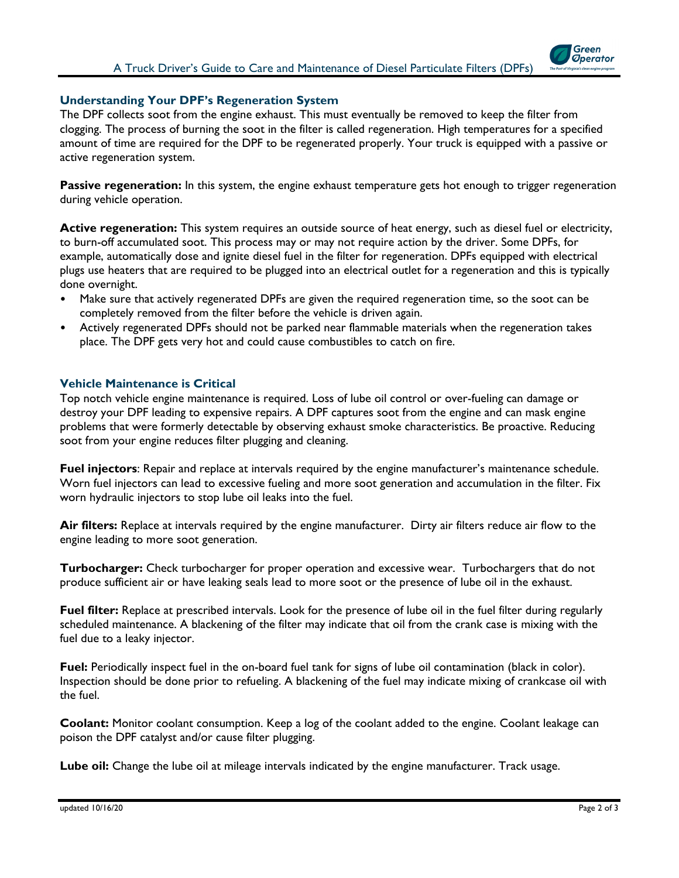## Understanding Your DPF's Regeneration System

The DPF collects soot from the engine exhaust. This must eventually be removed to keep the filter from clogging. The process of burning the soot in the filter is called regeneration. High temperatures for a specified amount of time are required for the DPF to be regenerated properly. Your truck is equipped with a passive or active regeneration system.

**Passive regeneration:** In this system, the engine exhaust temperature gets hot enough to trigger regeneration during vehicle operation.

**Active regeneration:** This system requires an outside source of heat energy, such as diesel fuel or electricity, to burn-off accumulated soot. This process may or may not require action by the driver. Some DPFs, for example, automatically dose and ignite diesel fuel in the filter for regeneration. DPFs equipped with electrical plugs use heaters that are required to be plugged into an electrical outlet for a regeneration and this is typically done overnight.

- Make sure that actively regenerated DPFs are given the required regeneration time, so the soot can be completely removed from the filter before the vehicle is driven again.
- Actively regenerated DPFs should not be parked near flammable materials when the regeneration takes place. The DPF gets very hot and could cause combustibles to catch on fire.

## Vehicle Maintenance is Critical

Top notch vehicle engine maintenance is required. Loss of lube oil control or over-fueling can damage or destroy your DPF leading to expensive repairs. A DPF captures soot from the engine and can mask engine problems that were formerly detectable by observing exhaust smoke characteristics. Be proactive. Reducing soot from your engine reduces filter plugging and cleaning.

**Fuel injectors**: Repair and replace at intervals required by the engine manufacturer's maintenance schedule. Worn fuel injectors can lead to excessive fueling and more soot generation and accumulation in the filter. Fix worn hydraulic injectors to stop lube oil leaks into the fuel.

**Air filters:** Replace at intervals required by the engine manufacturer. Dirty air filters reduce air flow to the engine leading to more soot generation.

**Turbocharger:** Check turbocharger for proper operation and excessive wear. Turbochargers that do not produce sufficient air or have leaking seals lead to more soot or the presence of lube oil in the exhaust.

**Fuel filter:** Replace at prescribed intervals. Look for the presence of lube oil in the fuel filter during regularly scheduled maintenance. A blackening of the filter may indicate that oil from the crank case is mixing with the fuel due to a leaky injector.

**Fuel:** Periodically inspect fuel in the on-board fuel tank for signs of lube oil contamination (black in color). Inspection should be done prior to refueling. A blackening of the fuel may indicate mixing of crankcase oil with the fuel.

**Coolant:** Monitor coolant consumption. Keep a log of the coolant added to the engine. Coolant leakage can poison the DPF catalyst and/or cause filter plugging.

**Lube oil:** Change the lube oil at mileage intervals indicated by the engine manufacturer. Track usage.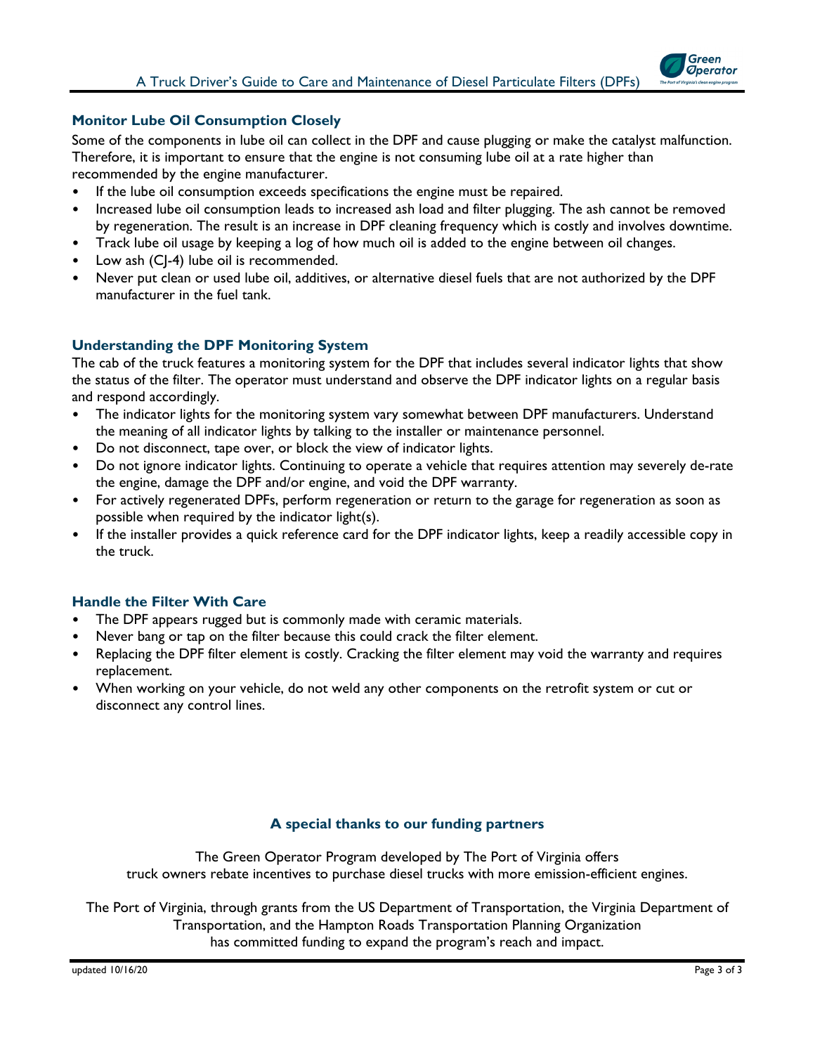## Monitor Lube Oil Consumption Closely

Some of the components in lube oil can collect in the DPF and cause plugging or make the catalyst malfunction. Therefore, it is important to ensure that the engine is not consuming lube oil at a rate higher than recommended by the engine manufacturer.

- If the lube oil consumption exceeds specifications the engine must be repaired.
- Increased lube oil consumption leads to increased ash load and filter plugging. The ash cannot be removed by regeneration. The result is an increase in DPF cleaning frequency which is costly and involves downtime.
- Track lube oil usage by keeping a log of how much oil is added to the engine between oil changes.
- Low ash (CJ-4) lube oil is recommended.
- Never put clean or used lube oil, additives, or alternative diesel fuels that are not authorized by the DPF manufacturer in the fuel tank.

## Understanding the DPF Monitoring System

The cab of the truck features a monitoring system for the DPF that includes several indicator lights that show the status of the filter. The operator must understand and observe the DPF indicator lights on a regular basis and respond accordingly.

- The indicator lights for the monitoring system vary somewhat between DPF manufacturers. Understand the meaning of all indicator lights by talking to the installer or maintenance personnel.
- Do not disconnect, tape over, or block the view of indicator lights.
- Do not ignore indicator lights. Continuing to operate a vehicle that requires attention may severely de-rate the engine, damage the DPF and/or engine, and void the DPF warranty.
- For actively regenerated DPFs, perform regeneration or return to the garage for regeneration as soon as possible when required by the indicator light(s).
- If the installer provides a quick reference card for the DPF indicator lights, keep a readily accessible copy in the truck.

## Handle the Filter With Care

- The DPF appears rugged but is commonly made with ceramic materials.
- Never bang or tap on the filter because this could crack the filter element.
- Replacing the DPF filter element is costly. Cracking the filter element may void the warranty and requires replacement.
- When working on your vehicle, do not weld any other components on the retrofit system or cut or disconnect any control lines.

### A special thanks to our funding partners

The Green Operator Program developed by The Port of Virginia offers truck owners rebate incentives to purchase diesel trucks with more emission-efficient engines.

The Port of Virginia, through grants from the US Department of Transportation, the Virginia Department of Transportation, and the Hampton Roads Transportation Planning Organization has committed funding to expand the program's reach and impact.

updated 10/16/20